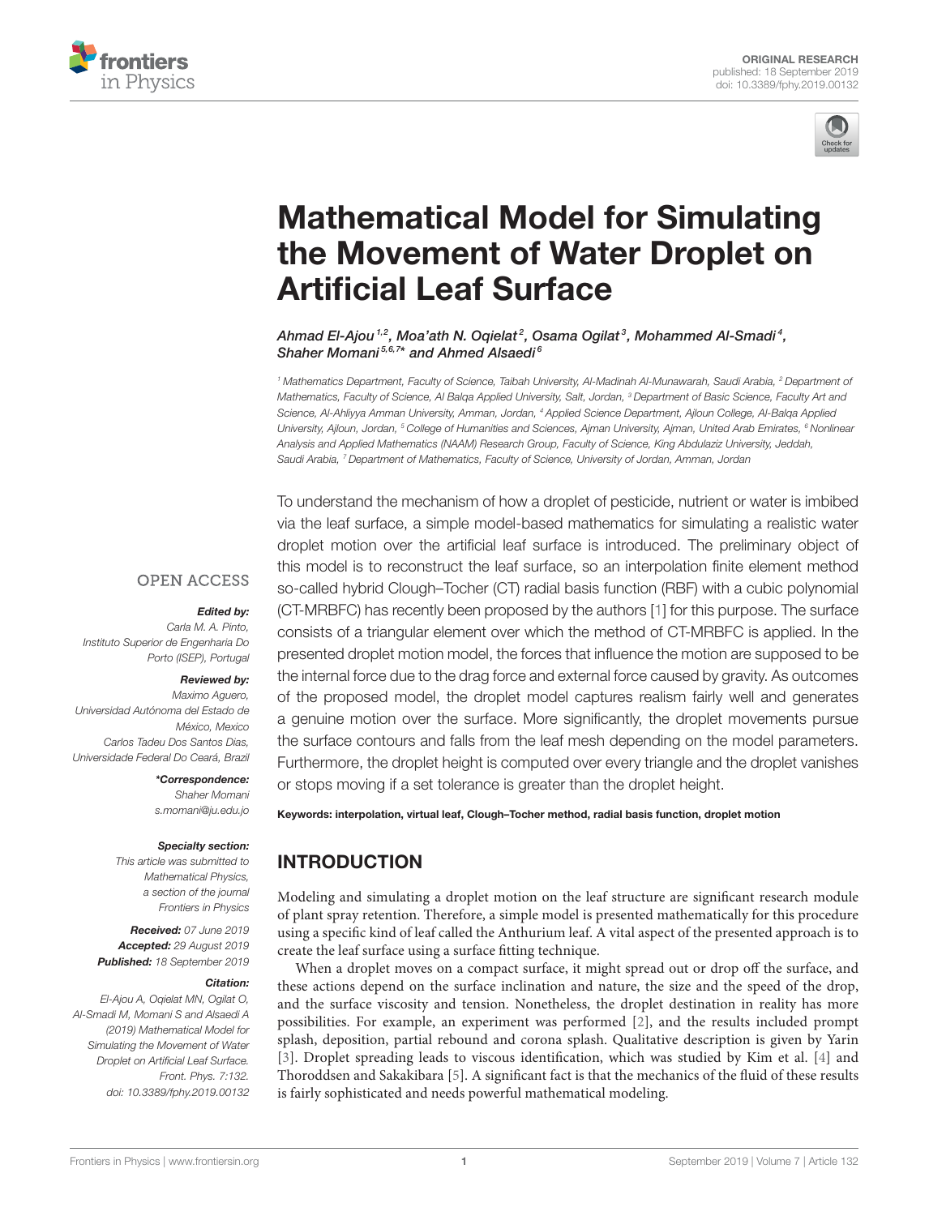ORIGINAL RESEARCH

# Mathematical Model for Simulating the Movement of Water Droplet on Artificial Leaf Surface

*Ahmad El-Ajou [1,2], Moa'ath N. Oqielat [2], Osama Ogilat [3], Mohammed Al-Smadi [4], Shaher Momani [5,6,7]\* and Ahmed Alsaedi [6]*

[1] Mathematics Department, Faculty of Science, Taibah University, Al-Madinah Al-Munawarah, Saudi Arabia, [2] Department of Mathematics, Faculty of Science, Al Balqa Applied University, Salt, Jordan, [3] Department of Basic Science, Faculty Art and Science, Al-Ahliyya Amman University, Amman, Jordan, [4] Applied Science Department, Ajloun College, Al-Balqa Applied University, Ajloun, Jordan, [5] College of Humanities and Sciences, Ajman University, Ajman, United Arab Emirates, [6] Nonlinear Analysis and Applied Mathematics (NAAM) Research Group, Faculty of Science, King Abdulaziz University, Jeddah, Saudi Arabia, [7] Department of Mathematics, Faculty of Science, University of Jordan, Amman, Jordan

OPEN ACCESS

***Edited by:***
Carla M. A. Pinto,
Instituto Superior de Engenharia Do Porto (ISEP), Portugal

***Reviewed by:***
Maximo Aguero,
Universidad Autónoma del Estado de México, Mexico
Carlos Tadeu Dos Santos Dias,
Universidade Federal Do Ceará, Brazil

***\*Correspondence:***
Shaher Momani
s.momani@ju.edu.jo

***Specialty section:***
This article was submitted to Mathematical Physics, a section of the journal Frontiers in Physics

**Received:** 07 June 2019
**Accepted:** 29 August 2019
**Published:** 18 September 2019

***Citation:***
El-Ajou A, Oqielat MN, Ogilat O, Al-Smadi M, Momani S and Alsaedi A (2019) Mathematical Model for Simulating the Movement of Water Droplet on Artificial Leaf Surface. Front. Phys. 7:132. doi: 10.3389/fphy.2019.00132

To understand the mechanism of how a droplet of pesticide, nutrient or water is imbibed via the leaf surface, a simple model-based mathematics for simulating a realistic water droplet motion over the artificial leaf surface is introduced. The preliminary object of this model is to reconstruct the leaf surface, so an interpolation finite element method so-called hybrid Clough–Tocher (CT) radial basis function (RBF) with a cubic polynomial (CT-MRBFC) has recently been proposed by the authors [1] for this purpose. The surface consists of a triangular element over which the method of CT-MRBFC is applied. In the presented droplet motion model, the forces that influence the motion are supposed to be the internal force due to the drag force and external force caused by gravity. As outcomes of the proposed model, the droplet model captures realism fairly well and generates a genuine motion over the surface. More significantly, the droplet movements pursue the surface contours and falls from the leaf mesh depending on the model parameters. Furthermore, the droplet height is computed over every triangle and the droplet vanishes or stops moving if a set tolerance is greater than the droplet height.

**Keywords: interpolation, virtual leaf, Clough–Tocher method, radial basis function, droplet motion**

## INTRODUCTION

Modeling and simulating a droplet motion on the leaf structure are significant research module of plant spray retention. Therefore, a simple model is presented mathematically for this procedure using a specific kind of leaf called the Anthurium leaf. A vital aspect of the presented approach is to create the leaf surface using a surface fitting technique.

When a droplet moves on a compact surface, it might spread out or drop off the surface, and these actions depend on the surface inclination and nature, the size and the speed of the drop, and the surface viscosity and tension. Nonetheless, the droplet destination in reality has more possibilities. For example, an experiment was performed [2], and the results included prompt splash, deposition, partial rebound and corona splash. Qualitative description is given by Yarin [3]. Droplet spreading leads to viscous identification, which was studied by Kim et al. [4] and Thoroddsen and Sakakibara [5]. A significant fact is that the mechanics of the fluid of these results is fairly sophisticated and needs powerful mathematical modeling.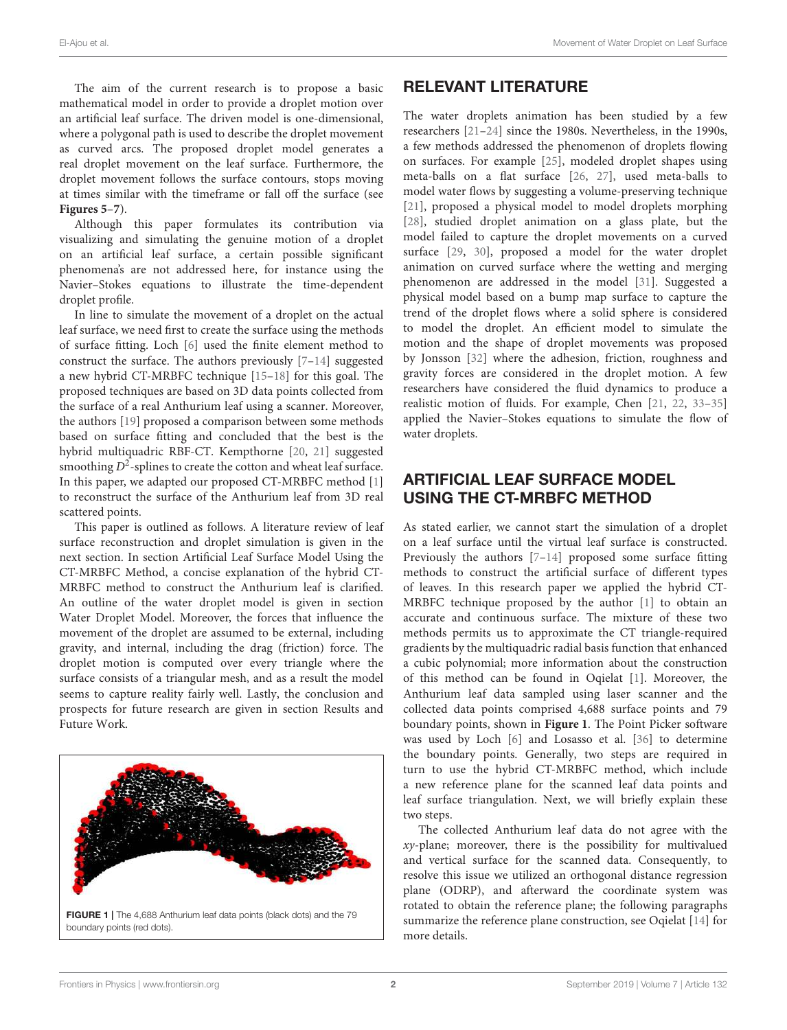The aim of the current research is to propose a basic mathematical model in order to provide a droplet motion over an artificial leaf surface. The driven model is one-dimensional, where a polygonal path is used to describe the droplet movement as curved arcs. The proposed droplet model generates a real droplet movement on the leaf surface. Furthermore, the droplet movement follows the surface contours, stops moving at times similar with the timeframe or fall off the surface (see **Figures 5**–**7**).

Although this paper formulates its contribution via visualizing and simulating the genuine motion of a droplet on an artificial leaf surface, a certain possible significant phenomena's are not addressed here, for instance using the Navier–Stokes equations to illustrate the time-dependent droplet profile.

In line to simulate the movement of a droplet on the actual leaf surface, we need first to create the surface using the methods of surface fitting. Loch [6] used the finite element method to construct the surface. The authors previously [7–14] suggested a new hybrid CT-MRBFC technique [15–18] for this goal. The proposed techniques are based on 3D data points collected from the surface of a real Anthurium leaf using a scanner. Moreover, the authors [19] proposed a comparison between some methods based on surface fitting and concluded that the best is the hybrid multiquadric RBF-CT. Kempthorne [20, 21] suggested smoothing $D^2$-splines to create the cotton and wheat leaf surface. In this paper, we adapted our proposed CT-MRBFC method [1] to reconstruct the surface of the Anthurium leaf from 3D real scattered points.

This paper is outlined as follows. A literature review of leaf surface reconstruction and droplet simulation is given in the next section. In section Artificial Leaf Surface Model Using the CT-MRBFC Method, a concise explanation of the hybrid CT-MRBFC method to construct the Anthurium leaf is clarified. An outline of the water droplet model is given in section Water Droplet Model. Moreover, the forces that influence the movement of the droplet are assumed to be external, including gravity, and internal, including the drag (friction) force. The droplet motion is computed over every triangle where the surface consists of a triangular mesh, and as a result the model seems to capture reality fairly well. Lastly, the conclusion and prospects for future research are given in section Results and Future Work.

**FIGURE 1** | The 4,688 Anthurium leaf data points (black dots) and the 79 boundary points (red dots).

## RELEVANT LITERATURE

The water droplets animation has been studied by a few researchers [21–24] since the 1980s. Nevertheless, in the 1990s, a few methods addressed the phenomenon of droplets flowing on surfaces. For example [25], modeled droplet shapes using meta-balls on a flat surface [26, 27], used meta-balls to model water flows by suggesting a volume-preserving technique [21], proposed a physical model to model droplets morphing [28], studied droplet animation on a glass plate, but the model failed to capture the droplet movements on a curved surface [29, 30], proposed a model for the water droplet animation on curved surface where the wetting and merging phenomenon are addressed in the model [31]. Suggested a physical model based on a bump map surface to capture the trend of the droplet flows where a solid sphere is considered to model the droplet. An efficient model to simulate the motion and the shape of droplet movements was proposed by Jonsson [32] where the adhesion, friction, roughness and gravity forces are considered in the droplet motion. A few researchers have considered the fluid dynamics to produce a realistic motion of fluids. For example, Chen [21, 22, 33–35] applied the Navier–Stokes equations to simulate the flow of water droplets.

## ARTIFICIAL LEAF SURFACE MODEL USING THE CT-MRBFC METHOD

As stated earlier, we cannot start the simulation of a droplet on a leaf surface until the virtual leaf surface is constructed. Previously the authors [7–14] proposed some surface fitting methods to construct the artificial surface of different types of leaves. In this research paper we applied the hybrid CT-MRBFC technique proposed by the author [1] to obtain an accurate and continuous surface. The mixture of these two methods permits us to approximate the CT triangle-required gradients by the multiquadric radial basis function that enhanced a cubic polynomial; more information about the construction of this method can be found in Oqielat [1]. Moreover, the Anthurium leaf data sampled using laser scanner and the collected data points comprised 4,688 surface points and 79 boundary points, shown in **Figure 1**. The Point Picker software was used by Loch [6] and Losasso et al. [36] to determine the boundary points. Generally, two steps are required in turn to use the hybrid CT-MRBFC method, which include a new reference plane for the scanned leaf data points and leaf surface triangulation. Next, we will briefly explain these two steps.

The collected Anthurium leaf data do not agree with the *xy*-plane; moreover, there is the possibility for multivalued and vertical surface for the scanned data. Consequently, to resolve this issue we utilized an orthogonal distance regression plane (ODRP), and afterward the coordinate system was rotated to obtain the reference plane; the following paragraphs summarize the reference plane construction, see Oqielat [14] for more details.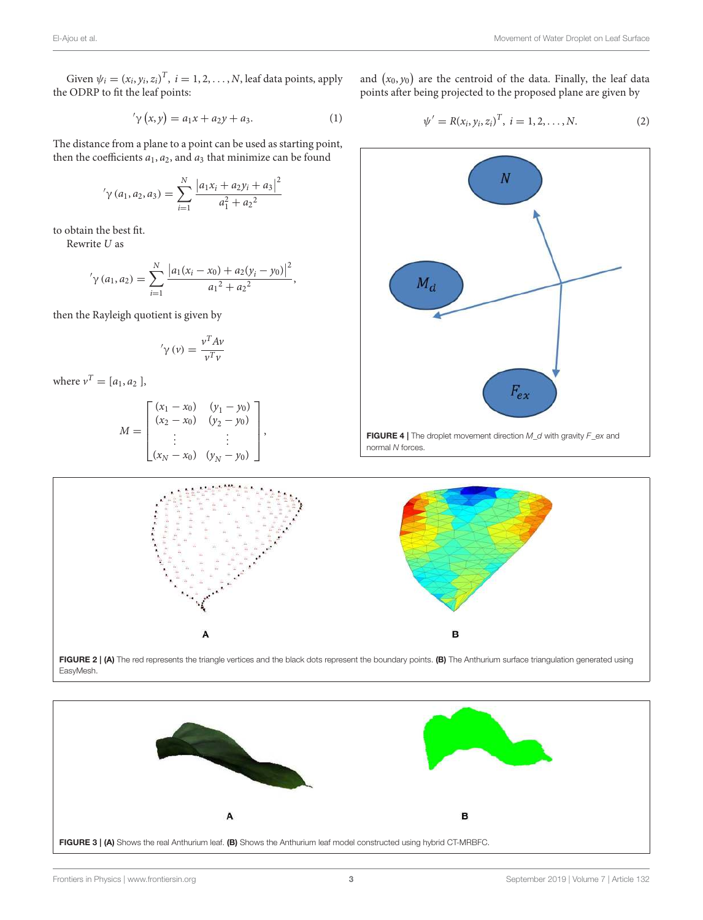Given $\psi_i = (x_i, y_i, z_i)^T,\ i = 1, 2, \ldots, N$, leaf data points, apply the ODRP to fit the leaf points:

$$'\gamma(x, y) = a_1 x + a_2 y + a_3. \tag{1}$$

The distance from a plane to a point can be used as starting point, then the coefficients $a_1$, $a_2$, and $a_3$ that minimize can be found

$$'\gamma(a_1, a_2, a_3) = \sum_{i=1}^{N} \frac{|a_1 x_i + a_2 y_i + a_3|^2}{a_1^2 + a_2{}^2}$$

to obtain the best fit.

Rewrite $U$ as

$$'\gamma(a_1, a_2) = \sum_{i=1}^{N} \frac{|a_1(x_i - x_0) + a_2(y_i - y_0)|^2}{a_1{}^2 + a_2{}^2},$$

then the Rayleigh quotient is given by

$$'\gamma(v) = \frac{v^T A v}{v^T v}$$

where $v^T = [a_1, a_2\ ]$,

$$M = \begin{bmatrix} (x_1 - x_0) & (y_1 - y_0) \\ (x_2 - x_0) & (y_2 - y_0) \\ \vdots & \vdots \\ (x_N - x_0) & (y_N - y_0) \end{bmatrix},$$

and $(x_0, y_0)$ are the centroid of the data. Finally, the leaf data points after being projected to the proposed plane are given by

$$\psi' = R(x_i, y_i, z_i)^T,\ i = 1, 2, \ldots, N. \tag{2}$$

FIGURE 4 | The droplet movement direction M_d with gravity F_ex and normal N forces.

FIGURE 2 | **(A)** The red represents the triangle vertices and the black dots represent the boundary points. **(B)** The Anthurium surface triangulation generated using EasyMesh.

FIGURE 3 | **(A)** Shows the real Anthurium leaf. **(B)** Shows the Anthurium leaf model constructed using hybrid CT-MRBFC.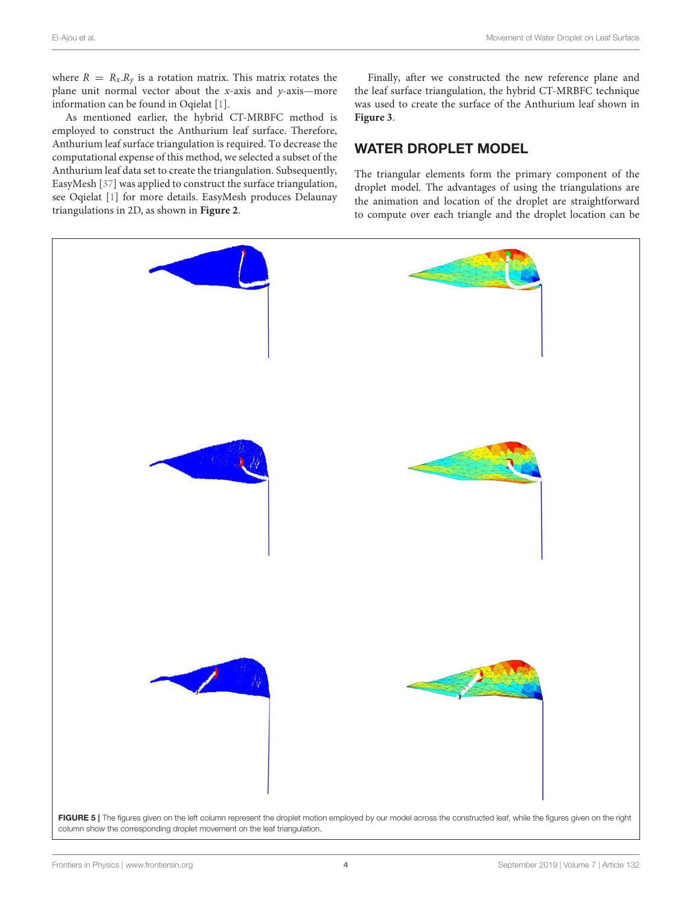where $R = R_x.R_y$ is a rotation matrix. This matrix rotates the plane unit normal vector about the $x$-axis and $y$-axis—more information can be found in Oqielat [1].

As mentioned earlier, the hybrid CT-MRBFC method is employed to construct the Anthurium leaf surface. Therefore, Anthurium leaf surface triangulation is required. To decrease the computational expense of this method, we selected a subset of the Anthurium leaf data set to create the triangulation. Subsequently, EasyMesh [37] was applied to construct the surface triangulation, see Oqielat [1] for more details. EasyMesh produces Delaunay triangulations in 2D, as shown in **Figure 2**.

Finally, after we constructed the new reference plane and the leaf surface triangulation, the hybrid CT-MRBFC technique was used to create the surface of the Anthurium leaf shown in **Figure 3**.

## WATER DROPLET MODEL

The triangular elements form the primary component of the droplet model. The advantages of using the triangulations are the animation and location of the droplet are straightforward to compute over each triangle and the droplet location can be

**FIGURE 5 |** The figures given on the left column represent the droplet motion employed by our model across the constructed leaf, while the figures given on the right column show the corresponding droplet movement on the leaf triangulation.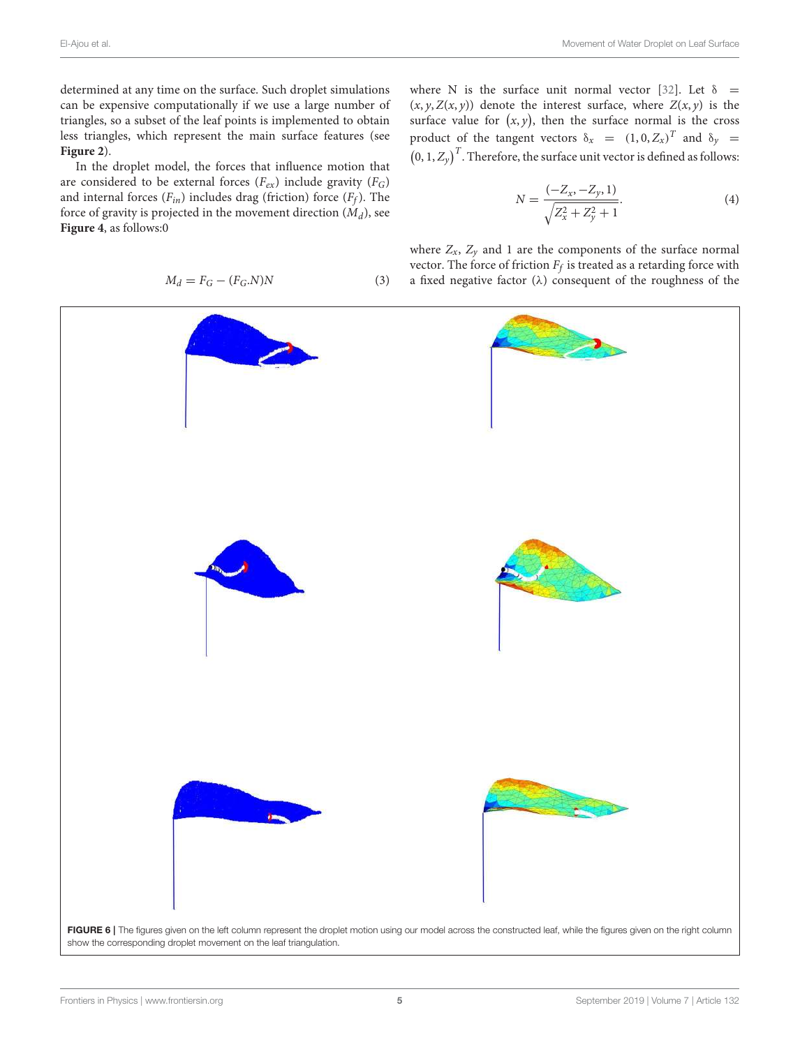determined at any time on the surface. Such droplet simulations can be expensive computationally if we use a large number of triangles, so a subset of the leaf points is implemented to obtain less triangles, which represent the main surface features (see **Figure 2**).

In the droplet model, the forces that influence motion that are considered to be external forces ($F_{ex}$) include gravity ($F_G$) and internal forces ($F_{in}$) includes drag (friction) force ($F_f$). The force of gravity is projected in the movement direction ($M_d$), see **Figure 4**, as follows:0

$$M_d = F_G - (F_G.N)N \tag{3}$$

where N is the surface unit normal vector [32]. Let $\delta = (x, y, Z(x, y))$ denote the interest surface, where $Z(x, y)$ is the surface value for $(x, y)$, then the surface normal is the cross product of the tangent vectors $\delta_x = (1, 0, Z_x)^T$ and $\delta_y = (0, 1, Z_y)^T$. Therefore, the surface unit vector is defined as follows:

$$N = \frac{(-Z_x, -Z_y, 1)}{\sqrt{Z_x^2 + Z_y^2 + 1}}. \tag{4}$$

where $Z_x$, $Z_y$ and 1 are the components of the surface normal vector. The force of friction $F_f$ is treated as a retarding force with a fixed negative factor ($\lambda$) consequent of the roughness of the

**FIGURE 6** | The figures given on the left column represent the droplet motion using our model across the constructed leaf, while the figures given on the right column show the corresponding droplet movement on the leaf triangulation.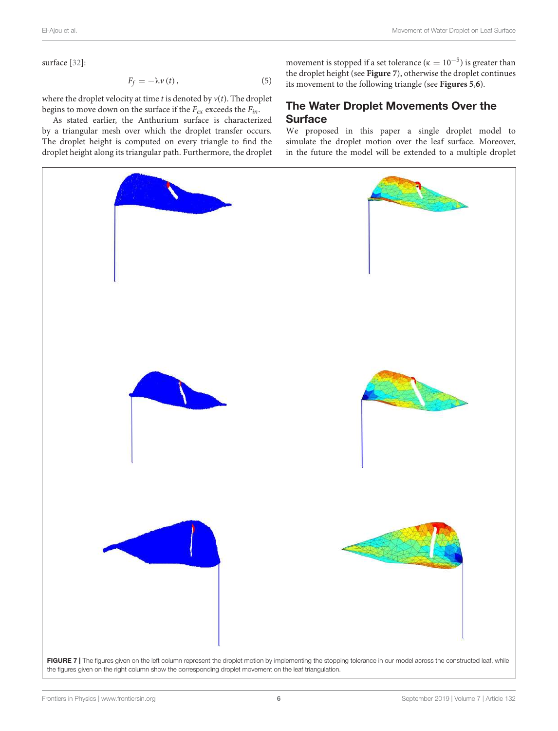surface [32]:

$$F_f = -\lambda v(t), \tag{5}$$

where the droplet velocity at time $t$ is denoted by $v(t)$. The droplet begins to move down on the surface if the $F_{ex}$ exceeds the $F_{in}$.

As stated earlier, the Anthurium surface is characterized by a triangular mesh over which the droplet transfer occurs. The droplet height is computed on every triangle to find the droplet height along its triangular path. Furthermore, the droplet movement is stopped if a set tolerance ($\kappa = 10^{-5}$) is greater than the droplet height (see **Figure 7**), otherwise the droplet continues its movement to the following triangle (see **Figures 5**,**6**).

## The Water Droplet Movements Over the Surface

We proposed in this paper a single droplet model to simulate the droplet motion over the leaf surface. Moreover, in the future the model will be extended to a multiple droplet

**FIGURE 7** | The figures given on the left column represent the droplet motion by implementing the stopping tolerance in our model across the constructed leaf, while the figures given on the right column show the corresponding droplet movement on the leaf triangulation.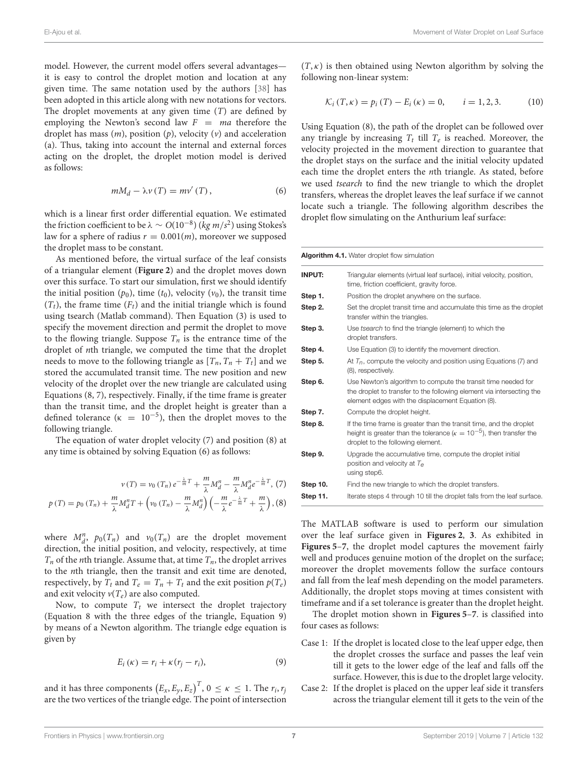model. However, the current model offers several advantages—it is easy to control the droplet motion and location at any given time. The same notation used by the authors [38] has been adopted in this article along with new notations for vectors. The droplet movements at any given time ($T$) are defined by employing the Newton's second law $F = ma$ therefore the droplet has mass ($m$), position ($p$), velocity ($v$) and acceleration ($a$). Thus, taking into account the internal and external forces acting on the droplet, the droplet motion model is derived as follows:

$$mM_d - \lambda v(T) = mv'(T), \tag{6}$$

which is a linear first order differential equation. We estimated the friction coefficient to be $\lambda \sim O(10^{-8})$ $(kg\, m/s^2)$ using Stokes's law for a sphere of radius $r = 0.001(m)$, moreover we supposed the droplet mass to be constant.

As mentioned before, the virtual surface of the leaf consists of a triangular element (**Figure 2**) and the droplet moves down over this surface. To start our simulation, first we should identify the initial position ($p_0$), time ($t_0$), velocity ($v_0$), the transit time ($T_t$), the frame time ($F_t$) and the initial triangle which is found using tsearch (Matlab command). Then Equation (3) is used to specify the movement direction and permit the droplet to move to the flowing triangle. Suppose $T_n$ is the entrance time of the droplet of $n$th triangle, we computed the time that the droplet needs to move to the following triangle as $[T_n, T_n + T_t]$ and we stored the accumulated transit time. The new position and new velocity of the droplet over the new triangle are calculated using Equations (8, 7), respectively. Finally, if the time frame is greater than the transit time, and the droplet height is greater than a defined tolerance ($\kappa = 10^{-5}$), then the droplet moves to the following triangle.

The equation of water droplet velocity (7) and position (8) at any time is obtained by solving Equation (6) as follows:

$$v(T) = v_0(T_n)\, e^{-\frac{\lambda}{m}T} + \frac{m}{\lambda}M_d^n - \frac{m}{\lambda}M_d^n e^{-\frac{\lambda}{m}T}, \tag{7}$$

$$p(T) = p_0(T_n) + \frac{m}{\lambda}M_d^n T + \left(v_0(T_n) - \frac{m}{\lambda}M_d^n\right)\left(-\frac{m}{\lambda}e^{-\frac{\lambda}{m}T} + \frac{m}{\lambda}\right), \tag{8}$$

where $M_d^n$, $p_0(T_n)$ and $v_0(T_n)$ are the droplet movement direction, the initial position, and velocity, respectively, at time $T_n$ of the $n$th triangle. Assume that, at time $T_n$, the droplet arrives to the $n$th triangle, then the transit and exit time are denoted, respectively, by $T_t$ and $T_e = T_n + T_t$ and the exit position $p(T_e)$ and exit velocity $v(T_e)$ are also computed.

Now, to compute $T_t$ we intersect the droplet trajectory (Equation 8 with the three edges of the triangle, Equation 9) by means of a Newton algorithm. The triangle edge equation is given by

$$E_i(\kappa) = r_i + \kappa(r_j - r_i), \tag{9}$$

and it has three components $(E_x, E_y, E_z)^T$, $0 \leq \kappa \leq 1$. The $r_i, r_j$ are the two vertices of the triangle edge. The point of intersection $(T, \kappa)$ is then obtained using Newton algorithm by solving the following non-linear system:

$$\mathcal{K}_i(T, \kappa) = p_i(T) - E_i(\kappa) = 0, \qquad i = 1, 2, 3. \tag{10}$$

Using Equation (8), the path of the droplet can be followed over any triangle by increasing $T_t$ till $T_e$ is reached. Moreover, the velocity projected in the movement direction to guarantee that the droplet stays on the surface and the initial velocity updated each time the droplet enters the $n$th triangle. As stated, before we used *tsearch* to find the new triangle to which the droplet transfers, whereas the droplet leaves the leaf surface if we cannot locate such a triangle. The following algorithm describes the droplet flow simulating on the Anthurium leaf surface:

**Algorithm 4.1.** Water droplet flow simulation

| | |
|---|---|
| **INPUT:** | Triangular elements (virtual leaf surface), initial velocity, position, time, friction coefficient, gravity force. |
| **Step 1.** | Position the droplet anywhere on the surface. |
| **Step 2.** | Set the droplet transit time and accumulate this time as the droplet transfer within the triangles. |
| **Step 3.** | Use *tsearch* to find the triangle (element) to which the droplet transfers. |
| **Step 4.** | Use Equation (3) to identify the movement direction. |
| **Step 5.** | At $T_n$, compute the velocity and position using Equations (7) and (8), respectively. |
| **Step 6.** | Use Newton's algorithm to compute the transit time needed for the droplet to transfer to the following element via intersecting the element edges with the displacement Equation (8). |
| **Step 7.** | Compute the droplet height. |
| **Step 8.** | If the time frame is greater than the transit time, and the droplet height is greater than the tolerance ($\kappa = 10^{-5}$), then transfer the droplet to the following element. |
| **Step 9.** | Upgrade the accumulative time, compute the droplet initial position and velocity at $T_e$ using step6. |
| **Step 10.** | Find the new triangle to which the droplet transfers. |
| **Step 11.** | Iterate steps 4 through 10 till the droplet falls from the leaf surface. |

The MATLAB software is used to perform our simulation over the leaf surface given in **Figures 2**, **3**. As exhibited in **Figures 5–7**, the droplet model captures the movement fairly well and produces genuine motion of the droplet on the surface; moreover the droplet movements follow the surface contours and fall from the leaf mesh depending on the model parameters. Additionally, the droplet stops moving at times consistent with timeframe and if a set tolerance is greater than the droplet height.

The droplet motion shown in **Figures 5–7**. is classified into four cases as follows:

- Case 1: If the droplet is located close to the leaf upper edge, then the droplet crosses the surface and passes the leaf vein till it gets to the lower edge of the leaf and falls off the surface. However, this is due to the droplet large velocity.
- Case 2: If the droplet is placed on the upper leaf side it transfers across the triangular element till it gets to the vein of the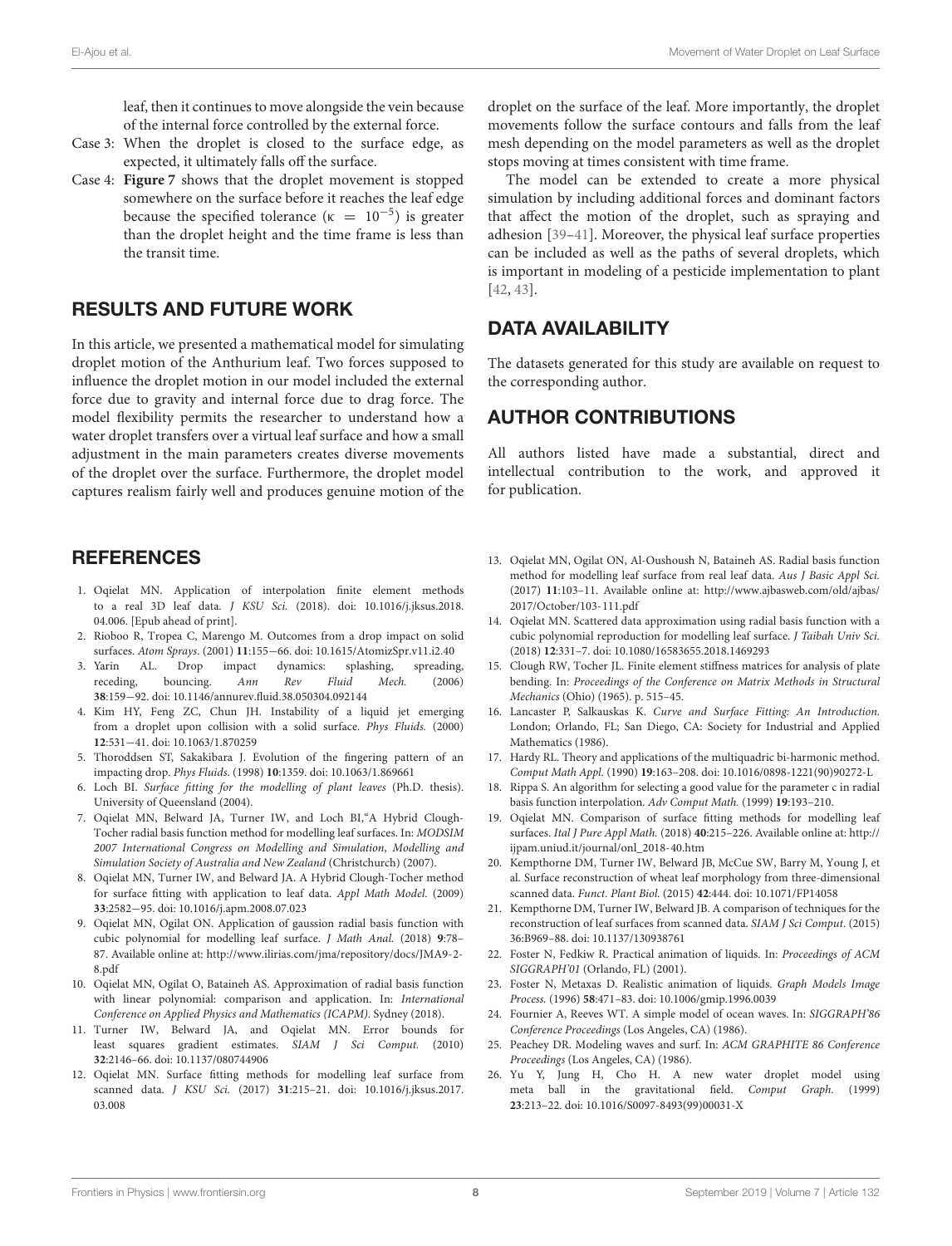leaf, then it continues to move alongside the vein because of the internal force controlled by the external force.

Case 3: When the droplet is closed to the surface edge, as expected, it ultimately falls off the surface.

Case 4: **Figure 7** shows that the droplet movement is stopped somewhere on the surface before it reaches the leaf edge because the specified tolerance ($\kappa = 10^{-5}$) is greater than the droplet height and the time frame is less than the transit time.

## RESULTS AND FUTURE WORK

In this article, we presented a mathematical model for simulating droplet motion of the Anthurium leaf. Two forces supposed to influence the droplet motion in our model included the external force due to gravity and internal force due to drag force. The model flexibility permits the researcher to understand how a water droplet transfers over a virtual leaf surface and how a small adjustment in the main parameters creates diverse movements of the droplet over the surface. Furthermore, the droplet model captures realism fairly well and produces genuine motion of the droplet on the surface of the leaf. More importantly, the droplet movements follow the surface contours and falls from the leaf mesh depending on the model parameters as well as the droplet stops moving at times consistent with time frame.

The model can be extended to create a more physical simulation by including additional forces and dominant factors that affect the motion of the droplet, such as spraying and adhesion [39–41]. Moreover, the physical leaf surface properties can be included as well as the paths of several droplets, which is important in modeling of a pesticide implementation to plant [42, 43].

## DATA AVAILABILITY

The datasets generated for this study are available on request to the corresponding author.

## AUTHOR CONTRIBUTIONS

All authors listed have made a substantial, direct and intellectual contribution to the work, and approved it for publication.

## REFERENCES

1. Oqielat MN. Application of interpolation finite element methods to a real 3D leaf data. *J KSU Sci.* (2018). doi: 10.1016/j.jksus.2018.04.006. [Epub ahead of print].
2. Rioboo R, Tropea C, Marengo M. Outcomes from a drop impact on solid surfaces. *Atom Sprays*. (2001) **11**:155−66. doi: 10.1615/AtomizSpr.v11.i2.40
3. Yarin AL. Drop impact dynamics: splashing, spreading, receding, bouncing. *Ann Rev Fluid Mech.* (2006) **38**:159−92. doi: 10.1146/annurev.fluid.38.050304.092144
4. Kim HY, Feng ZC, Chun JH. Instability of a liquid jet emerging from a droplet upon collision with a solid surface. *Phys Fluids*. (2000) **12**:531−41. doi: 10.1063/1.870259
5. Thoroddsen ST, Sakakibara J. Evolution of the fingering pattern of an impacting drop. *Phys Fluids*. (1998) **10**:1359. doi: 10.1063/1.869661
6. Loch BI. *Surface fitting for the modelling of plant leaves* (Ph.D. thesis). University of Queensland (2004).
7. Oqielat MN, Belward JA, Turner IW, and Loch BI,"A Hybrid Clough-Tocher radial basis function method for modelling leaf surfaces. In: *MODSIM 2007 International Congress on Modelling and Simulation, Modelling and Simulation Society of Australia and New Zealand* (Christchurch) (2007).
8. Oqielat MN, Turner IW, and Belward JA. A Hybrid Clough-Tocher method for surface fitting with application to leaf data. *Appl Math Model.* (2009) **33**:2582−95. doi: 10.1016/j.apm.2008.07.023
9. Oqielat MN, Ogilat ON. Application of gaussion radial basis function with cubic polynomial for modelling leaf surface. *J Math Anal.* (2018) **9**:78–87. Available online at: http://www.ilirias.com/jma/repository/docs/JMA9-2-8.pdf
10. Oqielat MN, Ogilat O, Bataineh AS. Approximation of radial basis function with linear polynomial: comparison and application. In: *International Conference on Applied Physics and Mathematics (ICAPM)*. Sydney (2018).
11. Turner IW, Belward JA, and Oqielat MN. Error bounds for least squares gradient estimates. *SIAM J Sci Comput.* (2010) **32**:2146–66. doi: 10.1137/080744906
12. Oqielat MN. Surface fitting methods for modelling leaf surface from scanned data. *J KSU Sci.* (2017) **31**:215–21. doi: 10.1016/j.jksus.2017.03.008
13. Oqielat MN, Ogilat ON, Al-Oushoush N, Bataineh AS. Radial basis function method for modelling leaf surface from real leaf data. *Aus J Basic Appl Sci.* (2017) **11**:103–11. Available online at: http://www.ajbasweb.com/old/ajbas/2017/October/103-111.pdf
14. Oqielat MN. Scattered data approximation using radial basis function with a cubic polynomial reproduction for modelling leaf surface. *J Taibah Univ Sci.* (2018) **12**:331–7. doi: 10.1080/16583655.2018.1469293
15. Clough RW, Tocher JL. Finite element stiffness matrices for analysis of plate bending. In: *Proceedings of the Conference on Matrix Methods in Structural Mechanics* (Ohio) (1965). p. 515–45.
16. Lancaster P, Salkauskas K. *Curve and Surface Fitting: An Introduction*. London; Orlando, FL; San Diego, CA: Society for Industrial and Applied Mathematics (1986).
17. Hardy RL. Theory and applications of the multiquadric bi-harmonic method. *Comput Math Appl.* (1990) **19**:163–208. doi: 10.1016/0898-1221(90)90272-L
18. Rippa S. An algorithm for selecting a good value for the parameter c in radial basis function interpolation. *Adv Comput Math.* (1999) **19**:193–210.
19. Oqielat MN. Comparison of surface fitting methods for modelling leaf surfaces. *Ital J Pure Appl Math.* (2018) **40**:215–226. Available online at: http://ijpam.uniud.it/journal/onl_2018-40.htm
20. Kempthorne DM, Turner IW, Belward JB, McCue SW, Barry M, Young J, et al. Surface reconstruction of wheat leaf morphology from three-dimensional scanned data. *Funct. Plant Biol.* (2015) **42**:444. doi: 10.1071/FP14058
21. Kempthorne DM, Turner IW, Belward JB. A comparison of techniques for the reconstruction of leaf surfaces from scanned data. *SIAM J Sci Comput*. (2015) 36:B969–88. doi: 10.1137/130938761
22. Foster N, Fedkiw R. Practical animation of liquids. In: *Proceedings of ACM SIGGRAPH'01* (Orlando, FL) (2001).
23. Foster N, Metaxas D. Realistic animation of liquids. *Graph Models Image Process.* (1996) **58**:471–83. doi: 10.1006/gmip.1996.0039
24. Fournier A, Reeves WT. A simple model of ocean waves. In: *SIGGRAPH'86 Conference Proceedings* (Los Angeles, CA) (1986).
25. Peachey DR. Modeling waves and surf. In: *ACM GRAPHITE 86 Conference Proceedings* (Los Angeles, CA) (1986).
26. Yu Y, Jung H, Cho H. A new water droplet model using meta ball in the gravitational field. *Comput Graph.* (1999) **23**:213–22. doi: 10.1016/S0097-8493(99)00031-X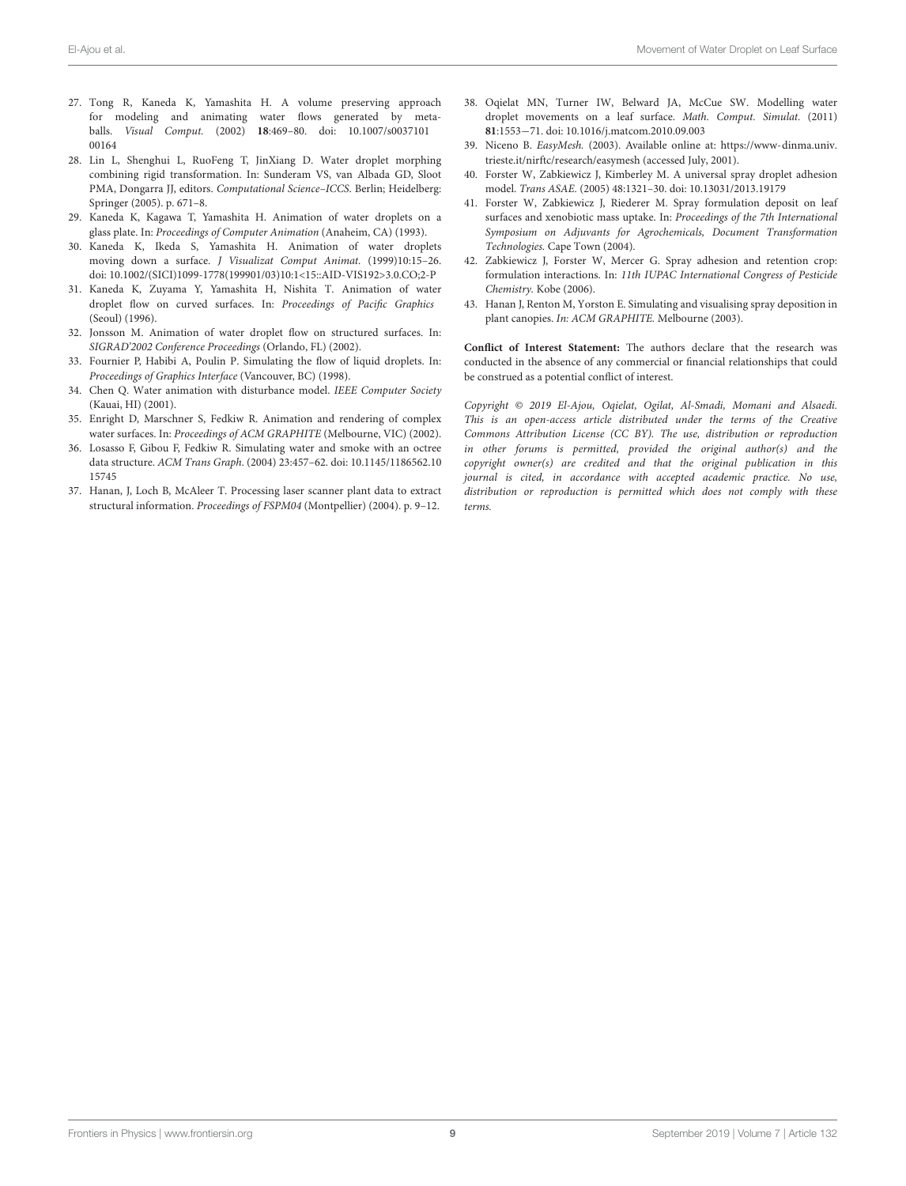27. Tong R, Kaneda K, Yamashita H. A volume preserving approach for modeling and animating water flows generated by metaballs. *Visual Comput.* (2002) **18**:469–80. doi: 10.1007/s003710100164

28. Lin L, Shenghui L, RuoFeng T, JinXiang D. Water droplet morphing combining rigid transformation. In: Sunderam VS, van Albada GD, Sloot PMA, Dongarra JJ, editors. *Computational Science–ICCS*. Berlin; Heidelberg: Springer (2005). p. 671–8.

29. Kaneda K, Kagawa T, Yamashita H. Animation of water droplets on a glass plate. In: *Proceedings of Computer Animation* (Anaheim, CA) (1993).

30. Kaneda K, Ikeda S, Yamashita H. Animation of water droplets moving down a surface. *J Visualizat Comput Animat.* (1999)10:15–26. doi: 10.1002/(SICI)1099-1778(199901/03)10:1<15::AID-VIS192>3.0.CO;2-P

31. Kaneda K, Zuyama Y, Yamashita H, Nishita T. Animation of water droplet flow on curved surfaces. In: *Proceedings of Pacific Graphics* (Seoul) (1996).

32. Jonsson M. Animation of water droplet flow on structured surfaces. In: *SIGRAD'2002 Conference Proceedings* (Orlando, FL) (2002).

33. Fournier P, Habibi A, Poulin P. Simulating the flow of liquid droplets. In: *Proceedings of Graphics Interface* (Vancouver, BC) (1998).

34. Chen Q. Water animation with disturbance model. *IEEE Computer Society* (Kauai, HI) (2001).

35. Enright D, Marschner S, Fedkiw R. Animation and rendering of complex water surfaces. In: *Proceedings of ACM GRAPHITE* (Melbourne, VIC) (2002).

36. Losasso F, Gibou F, Fedkiw R. Simulating water and smoke with an octree data structure. *ACM Trans Graph.* (2004) 23:457–62. doi: 10.1145/1186562.1015745

37. Hanan, J, Loch B, McAleer T. Processing laser scanner plant data to extract structural information. *Proceedings of FSPM04* (Montpellier) (2004). p. 9–12.

38. Oqielat MN, Turner IW, Belward JA, McCue SW. Modelling water droplet movements on a leaf surface. *Math. Comput. Simulat.* (2011) **81**:1553−71. doi: 10.1016/j.matcom.2010.09.003

39. Niceno B. *EasyMesh.* (2003). Available online at: https://www-dinma.univ.trieste.it/nirftc/research/easymesh (accessed July, 2001).

40. Forster W, Zabkiewicz J, Kimberley M. A universal spray droplet adhesion model. *Trans ASAE.* (2005) 48:1321–30. doi: 10.13031/2013.19179

41. Forster W, Zabkiewicz J, Riederer M. Spray formulation deposit on leaf surfaces and xenobiotic mass uptake. In: *Proceedings of the 7th International Symposium on Adjuvants for Agrochemicals, Document Transformation Technologies.* Cape Town (2004).

42. Zabkiewicz J, Forster W, Mercer G. Spray adhesion and retention crop: formulation interactions. In: *11th IUPAC International Congress of Pesticide Chemistry.* Kobe (2006).

43. Hanan J, Renton M, Yorston E. Simulating and visualising spray deposition in plant canopies. *In: ACM GRAPHITE.* Melbourne (2003).

**Conflict of Interest Statement:** The authors declare that the research was conducted in the absence of any commercial or financial relationships that could be construed as a potential conflict of interest.

*Copyright © 2019 El-Ajou, Oqielat, Ogilat, Al-Smadi, Momani and Alsaedi. This is an open-access article distributed under the terms of the Creative Commons Attribution License (CC BY). The use, distribution or reproduction in other forums is permitted, provided the original author(s) and the copyright owner(s) are credited and that the original publication in this journal is cited, in accordance with accepted academic practice. No use, distribution or reproduction is permitted which does not comply with these terms.*